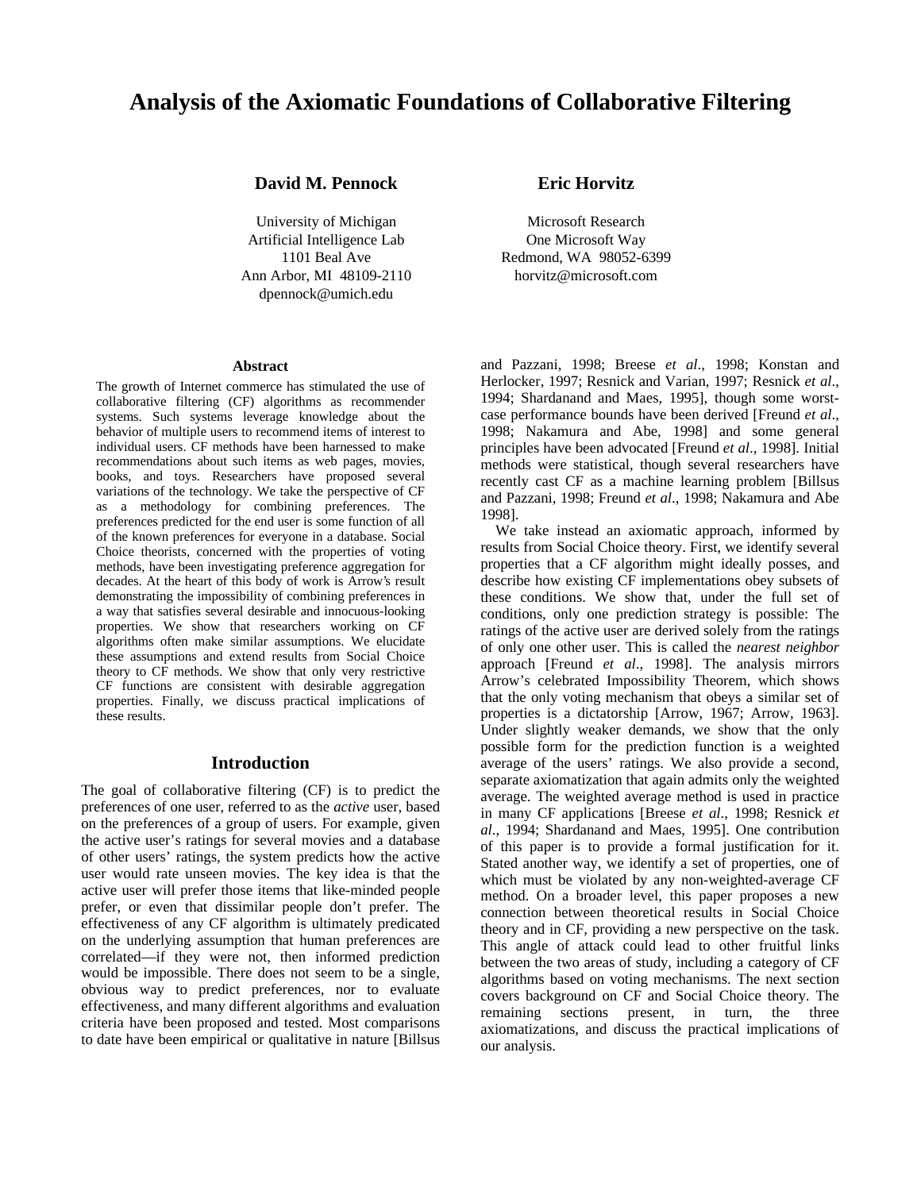# Analysis of the Axiomatic Foundations of Collaborative Filtering

**David M. Pennock**

University of Michigan
Artificial Intelligence Lab
1101 Beal Ave
Ann Arbor, MI 48109-2110
dpennock@umich.edu

**Eric Horvitz**

Microsoft Research
One Microsoft Way
Redmond, WA 98052-6399
horvitz@microsoft.com

### Abstract

The growth of Internet commerce has stimulated the use of collaborative filtering (CF) algorithms as recommender systems. Such systems leverage knowledge about the behavior of multiple users to recommend items of interest to individual users. CF methods have been harnessed to make recommendations about such items as web pages, movies, books, and toys. Researchers have proposed several variations of the technology. We take the perspective of CF as a methodology for combining preferences. The preferences predicted for the end user is some function of all of the known preferences for everyone in a database. Social Choice theorists, concerned with the properties of voting methods, have been investigating preference aggregation for decades. At the heart of this body of work is Arrow's result demonstrating the impossibility of combining preferences in a way that satisfies several desirable and innocuous-looking properties. We show that researchers working on CF algorithms often make similar assumptions. We elucidate these assumptions and extend results from Social Choice theory to CF methods. We show that only very restrictive CF functions are consistent with desirable aggregation properties. Finally, we discuss practical implications of these results.

## Introduction

The goal of collaborative filtering (CF) is to predict the preferences of one user, referred to as the *active* user, based on the preferences of a group of users. For example, given the active user's ratings for several movies and a database of other users' ratings, the system predicts how the active user would rate unseen movies. The key idea is that the active user will prefer those items that like-minded people prefer, or even that dissimilar people don't prefer. The effectiveness of any CF algorithm is ultimately predicated on the underlying assumption that human preferences are correlated—if they were not, then informed prediction would be impossible. There does not seem to be a single, obvious way to predict preferences, nor to evaluate effectiveness, and many different algorithms and evaluation criteria have been proposed and tested. Most comparisons to date have been empirical or qualitative in nature [Billsus and Pazzani, 1998; Breese *et al*., 1998; Konstan and Herlocker, 1997; Resnick and Varian, 1997; Resnick *et al*., 1994; Shardanand and Maes, 1995], though some worst-case performance bounds have been derived [Freund *et al*., 1998; Nakamura and Abe, 1998] and some general principles have been advocated [Freund *et al*., 1998]. Initial methods were statistical, though several researchers have recently cast CF as a machine learning problem [Billsus and Pazzani, 1998; Freund *et al*., 1998; Nakamura and Abe 1998].

We take instead an axiomatic approach, informed by results from Social Choice theory. First, we identify several properties that a CF algorithm might ideally posses, and describe how existing CF implementations obey subsets of these conditions. We show that, under the full set of conditions, only one prediction strategy is possible: The ratings of the active user are derived solely from the ratings of only one other user. This is called the *nearest neighbor* approach [Freund *et al*., 1998]. The analysis mirrors Arrow's celebrated Impossibility Theorem, which shows that the only voting mechanism that obeys a similar set of properties is a dictatorship [Arrow, 1967; Arrow, 1963]. Under slightly weaker demands, we show that the only possible form for the prediction function is a weighted average of the users' ratings. We also provide a second, separate axiomatization that again admits only the weighted average. The weighted average method is used in practice in many CF applications [Breese *et al*., 1998; Resnick *et al*., 1994; Shardanand and Maes, 1995]. One contribution of this paper is to provide a formal justification for it. Stated another way, we identify a set of properties, one of which must be violated by any non-weighted-average CF method. On a broader level, this paper proposes a new connection between theoretical results in Social Choice theory and in CF, providing a new perspective on the task. This angle of attack could lead to other fruitful links between the two areas of study, including a category of CF algorithms based on voting mechanisms. The next section covers background on CF and Social Choice theory. The remaining sections present, in turn, the three axiomatizations, and discuss the practical implications of our analysis.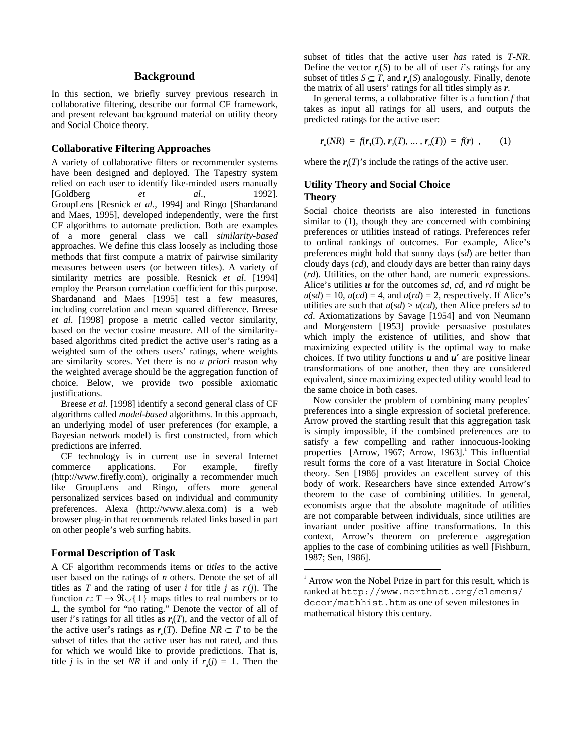## Background

In this section, we briefly survey previous research in collaborative filtering, describe our formal CF framework, and present relevant background material on utility theory and Social Choice theory.

### Collaborative Filtering Approaches

A variety of collaborative filters or recommender systems have been designed and deployed. The Tapestry system relied on each user to identify like-minded users manually [Goldberg *et al*., 1992]. GroupLens [Resnick *et al*., 1994] and Ringo [Shardanand and Maes, 1995], developed independently, were the first CF algorithms to automate prediction. Both are examples of a more general class we call *similarity-based* approaches. We define this class loosely as including those methods that first compute a matrix of pairwise similarity measures between users (or between titles). A variety of similarity metrics are possible. Resnick *et al*. [1994] employ the Pearson correlation coefficient for this purpose. Shardanand and Maes [1995] test a few measures, including correlation and mean squared difference. Breese *et al*. [1998] propose a metric called vector similarity, based on the vector cosine measure. All of the similarity-based algorithms cited predict the active user's rating as a weighted sum of the others users' ratings, where weights are similarity scores. Yet there is no *a priori* reason why the weighted average should be the aggregation function of choice. Below, we provide two possible axiomatic justifications.

Breese *et al*. [1998] identify a second general class of CF algorithms called *model-based* algorithms. In this approach, an underlying model of user preferences (for example, a Bayesian network model) is first constructed, from which predictions are inferred.

CF technology is in current use in several Internet commerce applications. For example, firefly (http://www.firefly.com), originally a recommender much like GroupLens and Ringo, offers more general personalized services based on individual and community preferences. Alexa (http://www.alexa.com) is a web browser plug-in that recommends related links based in part on other people's web surfing habits.

### Formal Description of Task

A CF algorithm recommends items or *titles* to the active user based on the ratings of $n$ others. Denote the set of all titles as $T$ and the rating of user $i$ for title $j$ as $r_i(j)$. The function $r_i: T \rightarrow \Re\cup\{\perp\}$ maps titles to real numbers or to $\perp$, the symbol for "no rating." Denote the vector of all of user $i$'s ratings for all titles as $\boldsymbol{r}_i(T)$, and the vector of all of the active user's ratings as $\boldsymbol{r}_a(T)$. Define $NR \subset T$ to be the subset of titles that the active user has not rated, and thus for which we would like to provide predictions. That is, title $j$ is in the set $NR$ if and only if $r_a(j) = \perp$. Then the subset of titles that the active user *has* rated is $T$-$NR$. Define the vector $\boldsymbol{r}_i(S)$ to be all of user $i$'s ratings for any subset of titles $S \subseteq T$, and $\boldsymbol{r}_a(S)$ analogously. Finally, denote the matrix of all users' ratings for all titles simply as $\boldsymbol{r}$.

In general terms, a collaborative filter is a function $f$ that takes as input all ratings for all users, and outputs the predicted ratings for the active user:

$$\boldsymbol{r}_a(NR) = f(\boldsymbol{r}_1(T), \boldsymbol{r}_2(T), \ldots, \boldsymbol{r}_n(T)) = f(\boldsymbol{r}) \ , \qquad (1)$$

where the $\boldsymbol{r}_i(T)$'s include the ratings of the active user.

### Utility Theory and Social Choice Theory

Social choice theorists are also interested in functions similar to (1), though they are concerned with combining preferences or utilities instead of ratings. Preferences refer to ordinal rankings of outcomes. For example, Alice's preferences might hold that sunny days (*sd*) are better than cloudy days (*cd*), and cloudy days are better than rainy days (*rd*). Utilities, on the other hand, are numeric expressions. Alice's utilities $\boldsymbol{u}$ for the outcomes *sd*, *cd*, and *rd* might be $u(sd) = 10$, $u(cd) = 4$, and $u(rd) = 2$, respectively. If Alice's utilities are such that $u(sd) > u(cd)$, then Alice prefers *sd* to *cd*. Axiomatizations by Savage [1954] and von Neumann and Morgenstern [1953] provide persuasive postulates which imply the existence of utilities, and show that maximizing expected utility is the optimal way to make choices. If two utility functions $\boldsymbol{u}$ and $\boldsymbol{u}'$ are positive linear transformations of one another, then they are considered equivalent, since maximizing expected utility would lead to the same choice in both cases.

Now consider the problem of combining many peoples' preferences into a single expression of societal preference. Arrow proved the startling result that this aggregation task is simply impossible, if the combined preferences are to satisfy a few compelling and rather innocuous-looking properties [Arrow, 1967; Arrow, 1963].[1] This influential result forms the core of a vast literature in Social Choice theory. Sen [1986] provides an excellent survey of this body of work. Researchers have since extended Arrow's theorem to the case of combining utilities. In general, economists argue that the absolute magnitude of utilities are not comparable between individuals, since utilities are invariant under positive affine transformations. In this context, Arrow's theorem on preference aggregation applies to the case of combining utilities as well [Fishburn, 1987; Sen, 1986].

[1] Arrow won the Nobel Prize in part for this result, which is ranked at `http://www.northnet.org/clemens/decor/mathhist.htm` as one of seven milestones in mathematical history this century.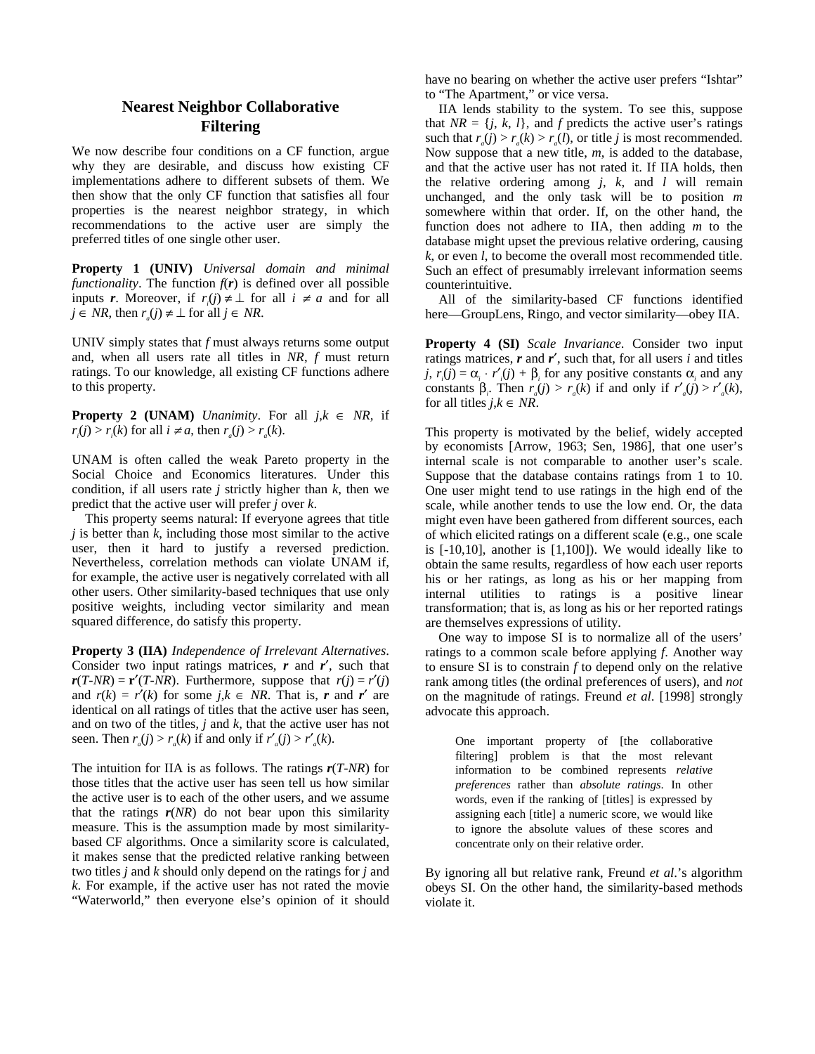## Nearest Neighbor Collaborative Filtering

We now describe four conditions on a CF function, argue why they are desirable, and discuss how existing CF implementations adhere to different subsets of them. We then show that the only CF function that satisfies all four properties is the nearest neighbor strategy, in which recommendations to the active user are simply the preferred titles of one single other user.

**Property 1 (UNIV)** *Universal domain and minimal functionality*. The function $f(\boldsymbol{r})$ is defined over all possible inputs $\boldsymbol{r}$. Moreover, if $r_i(j) \neq \perp$ for all $i \neq a$ and for all $j \in NR$, then $r_a(j) \neq \perp$ for all $j \in NR$.

UNIV simply states that $f$ must always returns some output and, when all users rate all titles in $NR$, $f$ must return ratings. To our knowledge, all existing CF functions adhere to this property.

**Property 2 (UNAM)** *Unanimity*. For all $j,k \in NR$, if $r_i(j) > r_i(k)$ for all $i \neq a$, then $r_a(j) > r_a(k)$.

UNAM is often called the weak Pareto property in the Social Choice and Economics literatures. Under this condition, if all users rate $j$ strictly higher than $k$, then we predict that the active user will prefer $j$ over $k$.

This property seems natural: If everyone agrees that title $j$ is better than $k$, including those most similar to the active user, then it hard to justify a reversed prediction. Nevertheless, correlation methods can violate UNAM if, for example, the active user is negatively correlated with all other users. Other similarity-based techniques that use only positive weights, including vector similarity and mean squared difference, do satisfy this property.

**Property 3 (IIA)** *Independence of Irrelevant Alternatives*. Consider two input ratings matrices, $\boldsymbol{r}$ and $\boldsymbol{r}'$, such that $\boldsymbol{r}(T\text{-}NR) = \mathbf{r}'(T\text{-}NR)$. Furthermore, suppose that $r(j) = r'(j)$ and $r(k) = r'(k)$ for some $j,k \in NR$. That is, $\boldsymbol{r}$ and $\boldsymbol{r}'$ are identical on all ratings of titles that the active user has seen, and on two of the titles, $j$ and $k$, that the active user has not seen. Then $r_a(j) > r_a(k)$ if and only if $r'_a(j) > r'_a(k)$.

The intuition for IIA is as follows. The ratings $\boldsymbol{r}(T\text{-}NR)$ for those titles that the active user has seen tell us how similar the active user is to each of the other users, and we assume that the ratings $\boldsymbol{r}(NR)$ do not bear upon this similarity measure. This is the assumption made by most similarity-based CF algorithms. Once a similarity score is calculated, it makes sense that the predicted relative ranking between two titles $j$ and $k$ should only depend on the ratings for $j$ and $k$. For example, if the active user has not rated the movie "Waterworld," then everyone else's opinion of it should have no bearing on whether the active user prefers "Ishtar" to "The Apartment," or vice versa.

IIA lends stability to the system. To see this, suppose that $NR = \{j, k, l\}$, and $f$ predicts the active user's ratings such that $r_a(j) > r_a(k) > r_a(l)$, or title $j$ is most recommended. Now suppose that a new title, $m$, is added to the database, and that the active user has not rated it. If IIA holds, then the relative ordering among $j$, $k$, and $l$ will remain unchanged, and the only task will be to position $m$ somewhere within that order. If, on the other hand, the function does not adhere to IIA, then adding $m$ to the database might upset the previous relative ordering, causing $k$, or even $l$, to become the overall most recommended title. Such an effect of presumably irrelevant information seems counterintuitive.

All of the similarity-based CF functions identified here—GroupLens, Ringo, and vector similarity—obey IIA.

**Property 4 (SI)** *Scale Invariance*. Consider two input ratings matrices, $\boldsymbol{r}$ and $\boldsymbol{r}'$, such that, for all users $i$ and titles $j$, $r_i(j) = \alpha_i \cdot r'_i(j) + \beta_i$ for any positive constants $\alpha_i$ and any constants $\beta_i$. Then $r_a(j) > r_a(k)$ if and only if $r'_a(j) > r'_a(k)$, for all titles $j,k \in NR$.

This property is motivated by the belief, widely accepted by economists [Arrow, 1963; Sen, 1986], that one user's internal scale is not comparable to another user's scale. Suppose that the database contains ratings from 1 to 10. One user might tend to use ratings in the high end of the scale, while another tends to use the low end. Or, the data might even have been gathered from different sources, each of which elicited ratings on a different scale (e.g., one scale is [-10,10], another is [1,100]). We would ideally like to obtain the same results, regardless of how each user reports his or her ratings, as long as his or her mapping from internal utilities to ratings is a positive linear transformation; that is, as long as his or her reported ratings are themselves expressions of utility.

One way to impose SI is to normalize all of the users' ratings to a common scale before applying $f$. Another way to ensure SI is to constrain $f$ to depend only on the relative rank among titles (the ordinal preferences of users), and *not* on the magnitude of ratings. Freund *et al*. [1998] strongly advocate this approach.

> One important property of [the collaborative filtering] problem is that the most relevant information to be combined represents *relative preferences* rather than *absolute ratings*. In other words, even if the ranking of [titles] is expressed by assigning each [title] a numeric score, we would like to ignore the absolute values of these scores and concentrate only on their relative order.

By ignoring all but relative rank, Freund *et al*.'s algorithm obeys SI. On the other hand, the similarity-based methods violate it.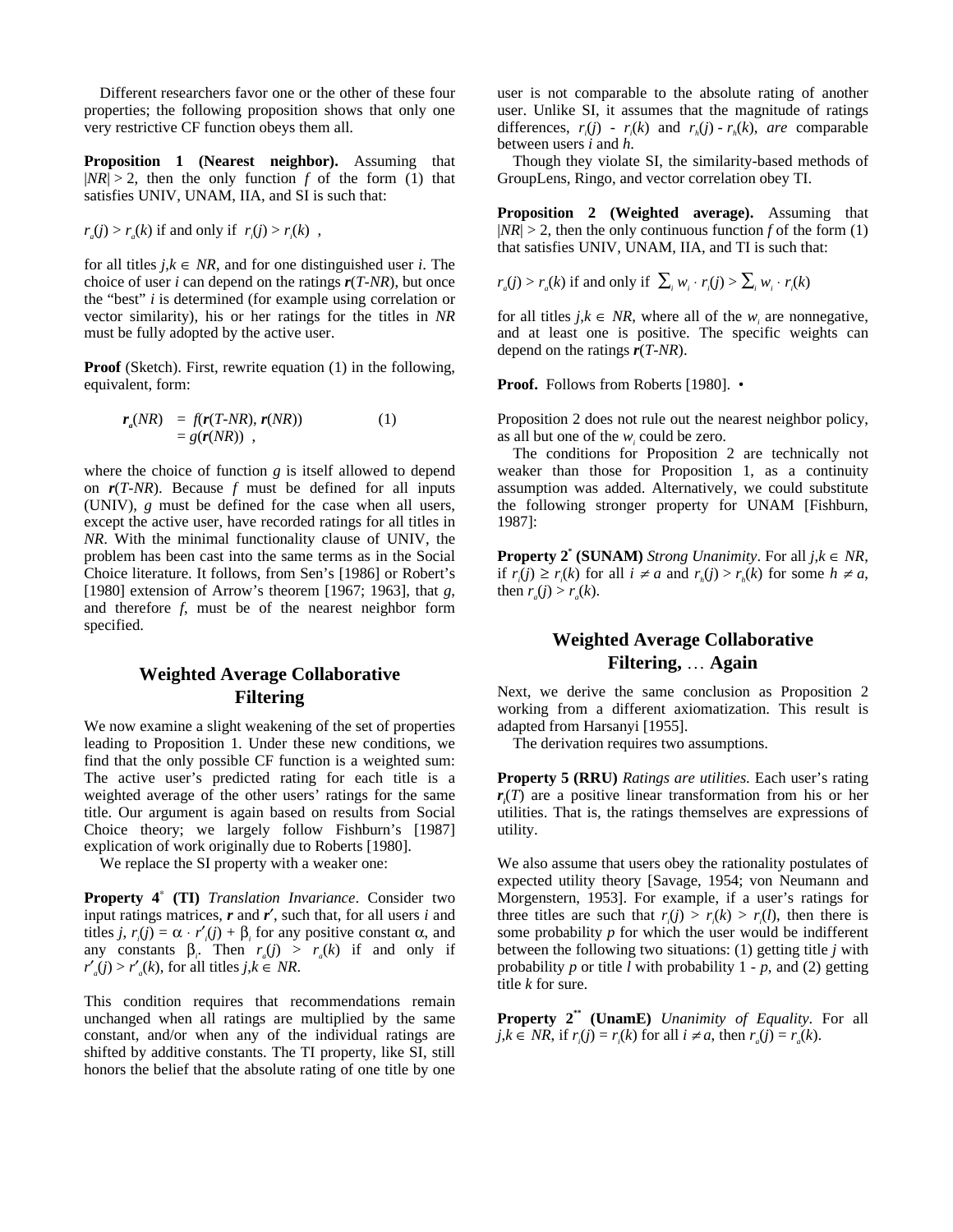Different researchers favor one or the other of these four properties; the following proposition shows that only one very restrictive CF function obeys them all.

**Proposition 1 (Nearest neighbor).** Assuming that $|NR| > 2$, then the only function $f$ of the form (1) that satisfies UNIV, UNAM, IIA, and SI is such that:

$r_a(j) > r_a(k)$ if and only if $r_i(j) > r_i(k)$ ,

for all titles $j,k \in NR$, and for one distinguished user $i$. The choice of user $i$ can depend on the ratings $\boldsymbol{r}(T\text{-}NR)$, but once the "best" $i$ is determined (for example using correlation or vector similarity), his or her ratings for the titles in $NR$ must be fully adopted by the active user.

**Proof** (Sketch). First, rewrite equation (1) in the following, equivalent, form:

$$\begin{aligned} \boldsymbol{r}_a(NR) &= f(\boldsymbol{r}(T\text{-}NR), \boldsymbol{r}(NR)) \qquad (1) \\ &= g(\boldsymbol{r}(NR)) \ , \end{aligned}$$

where the choice of function $g$ is itself allowed to depend on $\boldsymbol{r}(T\text{-}NR)$. Because $f$ must be defined for all inputs (UNIV), $g$ must be defined for the case when all users, except the active user, have recorded ratings for all titles in $NR$. With the minimal functionality clause of UNIV, the problem has been cast into the same terms as in the Social Choice literature. It follows, from Sen's [1986] or Robert's [1980] extension of Arrow's theorem [1967; 1963], that $g$, and therefore $f$, must be of the nearest neighbor form specified.

## Weighted Average Collaborative Filtering

We now examine a slight weakening of the set of properties leading to Proposition 1. Under these new conditions, we find that the only possible CF function is a weighted sum: The active user's predicted rating for each title is a weighted average of the other users' ratings for the same title. Our argument is again based on results from Social Choice theory; we largely follow Fishburn's [1987] explication of work originally due to Roberts [1980].

We replace the SI property with a weaker one:

**Property 4[*] (TI)** *Translation Invariance*. Consider two input ratings matrices, $\boldsymbol{r}$ and $\boldsymbol{r}'$, such that, for all users $i$ and titles $j$, $r_i(j) = \alpha \cdot r'_i(j) + \beta_i$ for any positive constant $\alpha$, and any constants $\beta_i$. Then $r_a(j) > r_a(k)$ if and only if $r'_a(j) > r'_a(k)$, for all titles $j,k \in NR$.

This condition requires that recommendations remain unchanged when all ratings are multiplied by the same constant, and/or when any of the individual ratings are shifted by additive constants. The TI property, like SI, still honors the belief that the absolute rating of one title by one user is not comparable to the absolute rating of another user. Unlike SI, it assumes that the magnitude of ratings differences, $r_i(j) - r_i(k)$ and $r_h(j) - r_h(k)$, *are* comparable between users $i$ and $h$.

Though they violate SI, the similarity-based methods of GroupLens, Ringo, and vector correlation obey TI.

**Proposition 2 (Weighted average).** Assuming that $|NR| > 2$, then the only continuous function $f$ of the form (1) that satisfies UNIV, UNAM, IIA, and TI is such that:

$r_a(j) > r_a(k)$ if and only if $\sum_i w_i \cdot r_i(j) > \sum_i w_i \cdot r_i(k)$

for all titles $j,k \in NR$, where all of the $w_i$ are nonnegative, and at least one is positive. The specific weights can depend on the ratings $\boldsymbol{r}(T\text{-}NR)$.

**Proof.** Follows from Roberts [1980]. •

Proposition 2 does not rule out the nearest neighbor policy, as all but one of the $w_i$ could be zero.

The conditions for Proposition 2 are technically not weaker than those for Proposition 1, as a continuity assumption was added. Alternatively, we could substitute the following stronger property for UNAM [Fishburn, 1987]:

**Property 2[*] (SUNAM)** *Strong Unanimity*. For all $j,k \in NR$, if $r_i(j) \geq r_i(k)$ for all $i \neq a$ and $r_h(j) > r_h(k)$ for some $h \neq a$, then $r_a(j) > r_a(k)$.

## Weighted Average Collaborative Filtering, … Again

Next, we derive the same conclusion as Proposition 2 working from a different axiomatization. This result is adapted from Harsanyi [1955].

The derivation requires two assumptions.

**Property 5 (RRU)** *Ratings are utilities.* Each user's rating $\boldsymbol{r}_i(T)$ are a positive linear transformation from his or her utilities. That is, the ratings themselves are expressions of utility.

We also assume that users obey the rationality postulates of expected utility theory [Savage, 1954; von Neumann and Morgenstern, 1953]. For example, if a user's ratings for three titles are such that $r_i(j) > r_i(k) > r_i(l)$, then there is some probability $p$ for which the user would be indifferent between the following two situations: (1) getting title $j$ with probability $p$ or title $l$ with probability $1 - p$, and (2) getting title $k$ for sure.

**Property 2[**] (UnamE)** *Unanimity of Equality*. For all $j,k \in NR$, if $r_i(j) = r_i(k)$ for all $i \neq a$, then $r_a(j) = r_a(k)$.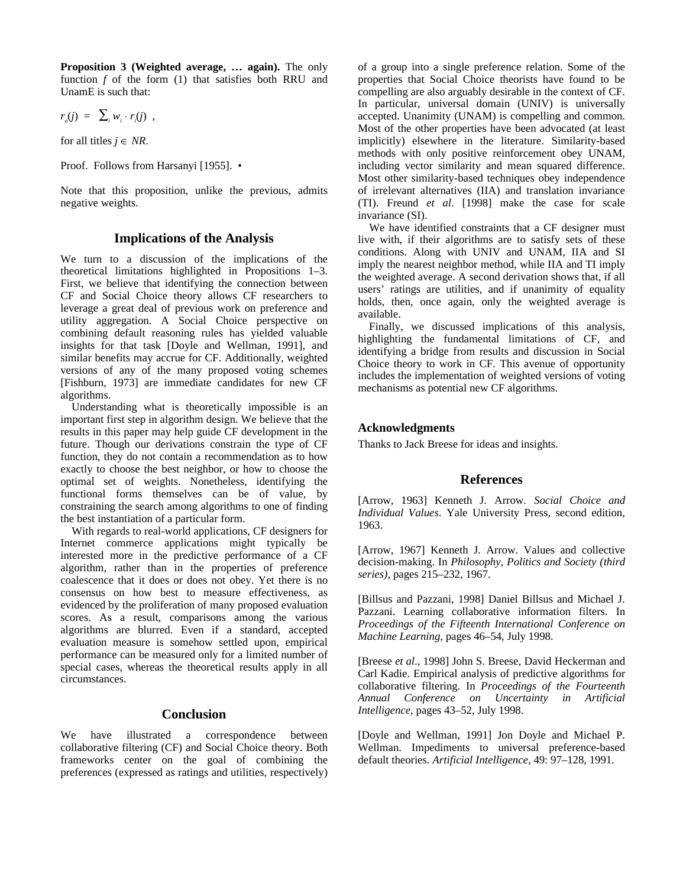**Proposition 3 (Weighted average, … again).** The only function *f* of the form (1) that satisfies both RRU and UnamE is such that:

$$r_a(j) = \sum_i w_i \cdot r_i(j) ,$$

for all titles $j \in NR$.

Proof. Follows from Harsanyi [1955]. •

Note that this proposition, unlike the previous, admits negative weights.

## Implications of the Analysis

We turn to a discussion of the implications of the theoretical limitations highlighted in Propositions 1–3. First, we believe that identifying the connection between CF and Social Choice theory allows CF researchers to leverage a great deal of previous work on preference and utility aggregation. A Social Choice perspective on combining default reasoning rules has yielded valuable insights for that task [Doyle and Wellman, 1991], and similar benefits may accrue for CF. Additionally, weighted versions of any of the many proposed voting schemes [Fishburn, 1973] are immediate candidates for new CF algorithms.

Understanding what is theoretically impossible is an important first step in algorithm design. We believe that the results in this paper may help guide CF development in the future. Though our derivations constrain the type of CF function, they do not contain a recommendation as to how exactly to choose the best neighbor, or how to choose the optimal set of weights. Nonetheless, identifying the functional forms themselves can be of value, by constraining the search among algorithms to one of finding the best instantiation of a particular form.

With regards to real-world applications, CF designers for Internet commerce applications might typically be interested more in the predictive performance of a CF algorithm, rather than in the properties of preference coalescence that it does or does not obey. Yet there is no consensus on how best to measure effectiveness, as evidenced by the proliferation of many proposed evaluation scores. As a result, comparisons among the various algorithms are blurred. Even if a standard, accepted evaluation measure is somehow settled upon, empirical performance can be measured only for a limited number of special cases, whereas the theoretical results apply in all circumstances.

## Conclusion

We have illustrated a correspondence between collaborative filtering (CF) and Social Choice theory. Both frameworks center on the goal of combining the preferences (expressed as ratings and utilities, respectively) of a group into a single preference relation. Some of the properties that Social Choice theorists have found to be compelling are also arguably desirable in the context of CF. In particular, universal domain (UNIV) is universally accepted. Unanimity (UNAM) is compelling and common. Most of the other properties have been advocated (at least implicitly) elsewhere in the literature. Similarity-based methods with only positive reinforcement obey UNAM, including vector similarity and mean squared difference. Most other similarity-based techniques obey independence of irrelevant alternatives (IIA) and translation invariance (TI). Freund *et al*. [1998] make the case for scale invariance (SI).

We have identified constraints that a CF designer must live with, if their algorithms are to satisfy sets of these conditions. Along with UNIV and UNAM, IIA and SI imply the nearest neighbor method, while IIA and TI imply the weighted average. A second derivation shows that, if all users' ratings are utilities, and if unanimity of equality holds, then, once again, only the weighted average is available.

Finally, we discussed implications of this analysis, highlighting the fundamental limitations of CF, and identifying a bridge from results and discussion in Social Choice theory to work in CF. This avenue of opportunity includes the implementation of weighted versions of voting mechanisms as potential new CF algorithms.

### Acknowledgments

Thanks to Jack Breese for ideas and insights.

## References

[Arrow, 1963] Kenneth J. Arrow. *Social Choice and Individual Values*. Yale University Press, second edition, 1963.

[Arrow, 1967] Kenneth J. Arrow. Values and collective decision-making. In *Philosophy, Politics and Society (third series)*, pages 215–232, 1967.

[Billsus and Pazzani, 1998] Daniel Billsus and Michael J. Pazzani. Learning collaborative information filters. In *Proceedings of the Fifteenth International Conference on Machine Learning*, pages 46–54, July 1998.

[Breese *et al*., 1998] John S. Breese, David Heckerman and Carl Kadie. Empirical analysis of predictive algorithms for collaborative filtering. In *Proceedings of the Fourteenth Annual Conference on Uncertainty in Artificial Intelligence*, pages 43–52, July 1998.

[Doyle and Wellman, 1991] Jon Doyle and Michael P. Wellman. Impediments to universal preference-based default theories. *Artificial Intelligence*, 49: 97–128, 1991.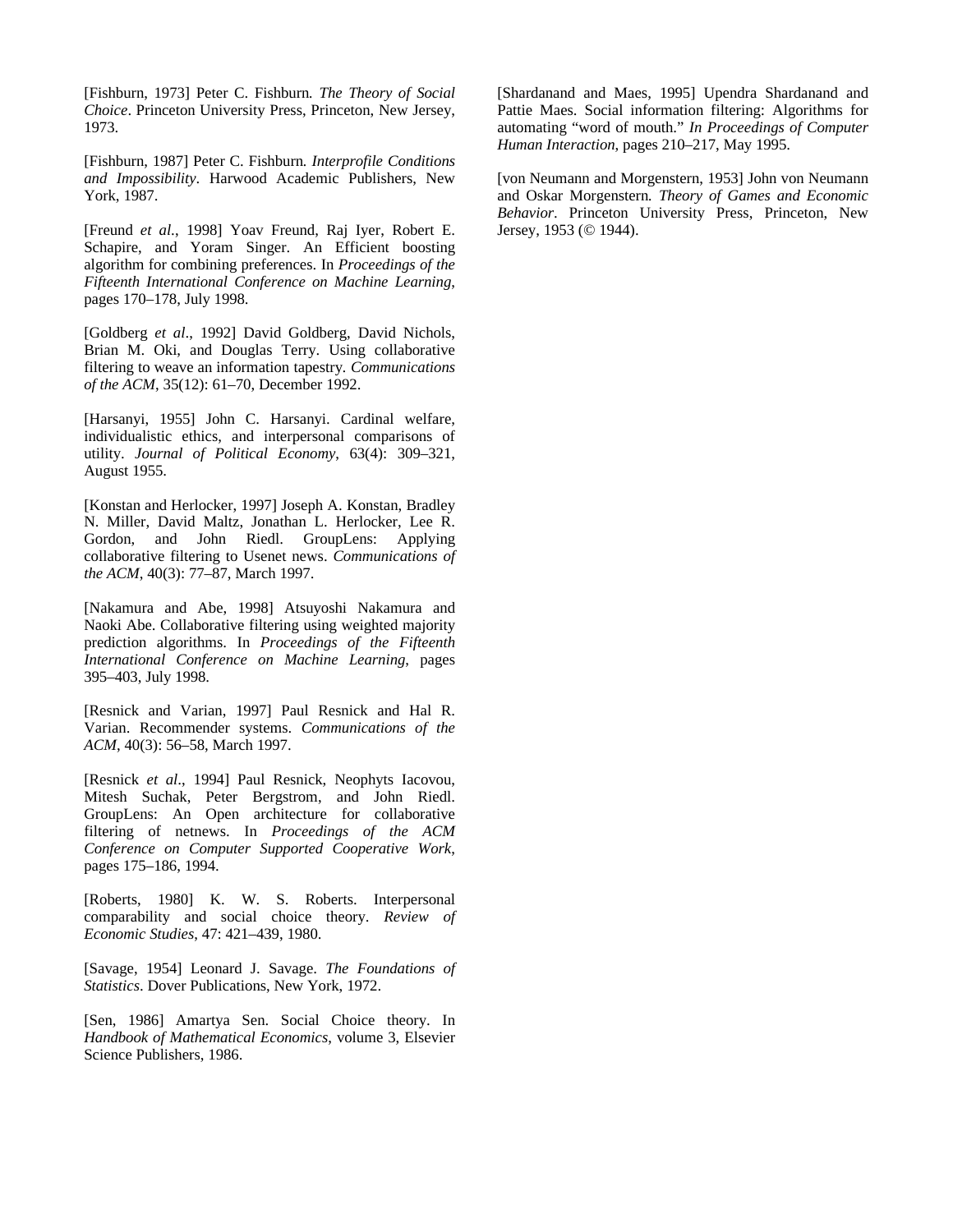[Fishburn, 1973] Peter C. Fishburn. *The Theory of Social Choice*. Princeton University Press, Princeton, New Jersey, 1973.

[Fishburn, 1987] Peter C. Fishburn. *Interprofile Conditions and Impossibility*. Harwood Academic Publishers, New York, 1987.

[Freund *et al.*, 1998] Yoav Freund, Raj Iyer, Robert E. Schapire, and Yoram Singer. An Efficient boosting algorithm for combining preferences. In *Proceedings of the Fifteenth International Conference on Machine Learning*, pages 170–178, July 1998.

[Goldberg *et al*., 1992] David Goldberg, David Nichols, Brian M. Oki, and Douglas Terry. Using collaborative filtering to weave an information tapestry. *Communications of the ACM*, 35(12): 61–70, December 1992.

[Harsanyi, 1955] John C. Harsanyi. Cardinal welfare, individualistic ethics, and interpersonal comparisons of utility. *Journal of Political Economy*, 63(4): 309–321, August 1955.

[Konstan and Herlocker, 1997] Joseph A. Konstan, Bradley N. Miller, David Maltz, Jonathan L. Herlocker, Lee R. Gordon, and John Riedl. GroupLens: Applying collaborative filtering to Usenet news. *Communications of the ACM*, 40(3): 77–87, March 1997.

[Nakamura and Abe, 1998] Atsuyoshi Nakamura and Naoki Abe. Collaborative filtering using weighted majority prediction algorithms. In *Proceedings of the Fifteenth International Conference on Machine Learning*, pages 395–403, July 1998.

[Resnick and Varian, 1997] Paul Resnick and Hal R. Varian. Recommender systems. *Communications of the ACM*, 40(3): 56–58, March 1997.

[Resnick *et al*., 1994] Paul Resnick, Neophyts Iacovou, Mitesh Suchak, Peter Bergstrom, and John Riedl. GroupLens: An Open architecture for collaborative filtering of netnews. In *Proceedings of the ACM Conference on Computer Supported Cooperative Work*, pages 175–186, 1994.

[Roberts, 1980] K. W. S. Roberts. Interpersonal comparability and social choice theory. *Review of Economic Studies*, 47: 421–439, 1980.

[Savage, 1954] Leonard J. Savage. *The Foundations of Statistics*. Dover Publications, New York, 1972.

[Sen, 1986] Amartya Sen. Social Choice theory. In *Handbook of Mathematical Economics*, volume 3, Elsevier Science Publishers, 1986.

[Shardanand and Maes, 1995] Upendra Shardanand and Pattie Maes. Social information filtering: Algorithms for automating "word of mouth." *In Proceedings of Computer Human Interaction*, pages 210–217, May 1995.

[von Neumann and Morgenstern, 1953] John von Neumann and Oskar Morgenstern. *Theory of Games and Economic Behavior*. Princeton University Press, Princeton, New Jersey, 1953 (© 1944).